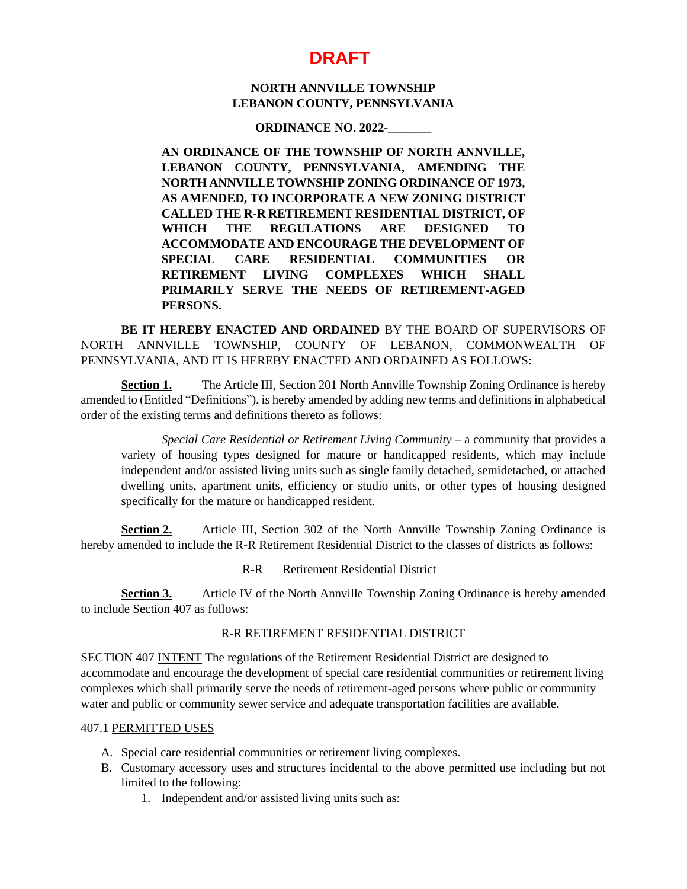# DRAFT

**NORTH ANNVILLE TOWNSHIP**
**LEBANON COUNTY, PENNSYLVANIA**

**ORDINANCE NO. 2022-_______**

**AN ORDINANCE OF THE TOWNSHIP OF NORTH ANNVILLE, LEBANON COUNTY, PENNSYLVANIA, AMENDING THE NORTH ANNVILLE TOWNSHIP ZONING ORDINANCE OF 1973, AS AMENDED, TO INCORPORATE A NEW ZONING DISTRICT CALLED THE R-R RETIREMENT RESIDENTIAL DISTRICT, OF WHICH THE REGULATIONS ARE DESIGNED TO ACCOMMODATE AND ENCOURAGE THE DEVELOPMENT OF SPECIAL CARE RESIDENTIAL COMMUNITIES OR RETIREMENT LIVING COMPLEXES WHICH SHALL PRIMARILY SERVE THE NEEDS OF RETIREMENT-AGED PERSONS.**

**BE IT HEREBY ENACTED AND ORDAINED** BY THE BOARD OF SUPERVISORS OF NORTH ANNVILLE TOWNSHIP, COUNTY OF LEBANON, COMMONWEALTH OF PENNSYLVANIA, AND IT IS HEREBY ENACTED AND ORDAINED AS FOLLOWS:

**Section 1.** The Article III, Section 201 North Annville Township Zoning Ordinance is hereby amended to (Entitled "Definitions"), is hereby amended by adding new terms and definitions in alphabetical order of the existing terms and definitions thereto as follows:

> *Special Care Residential or Retirement Living Community* – a community that provides a variety of housing types designed for mature or handicapped residents, which may include independent and/or assisted living units such as single family detached, semidetached, or attached dwelling units, apartment units, efficiency or studio units, or other types of housing designed specifically for the mature or handicapped resident.

**Section 2.** Article III, Section 302 of the North Annville Township Zoning Ordinance is hereby amended to include the R-R Retirement Residential District to the classes of districts as follows:

R-R Retirement Residential District

**Section 3.** Article IV of the North Annville Township Zoning Ordinance is hereby amended to include Section 407 as follows:

## R-R RETIREMENT RESIDENTIAL DISTRICT

SECTION 407 INTENT The regulations of the Retirement Residential District are designed to accommodate and encourage the development of special care residential communities or retirement living complexes which shall primarily serve the needs of retirement-aged persons where public or community water and public or community sewer service and adequate transportation facilities are available.

407.1 PERMITTED USES

A. Special care residential communities or retirement living complexes.
B. Customary accessory uses and structures incidental to the above permitted use including but not limited to the following:
   1. Independent and/or assisted living units such as: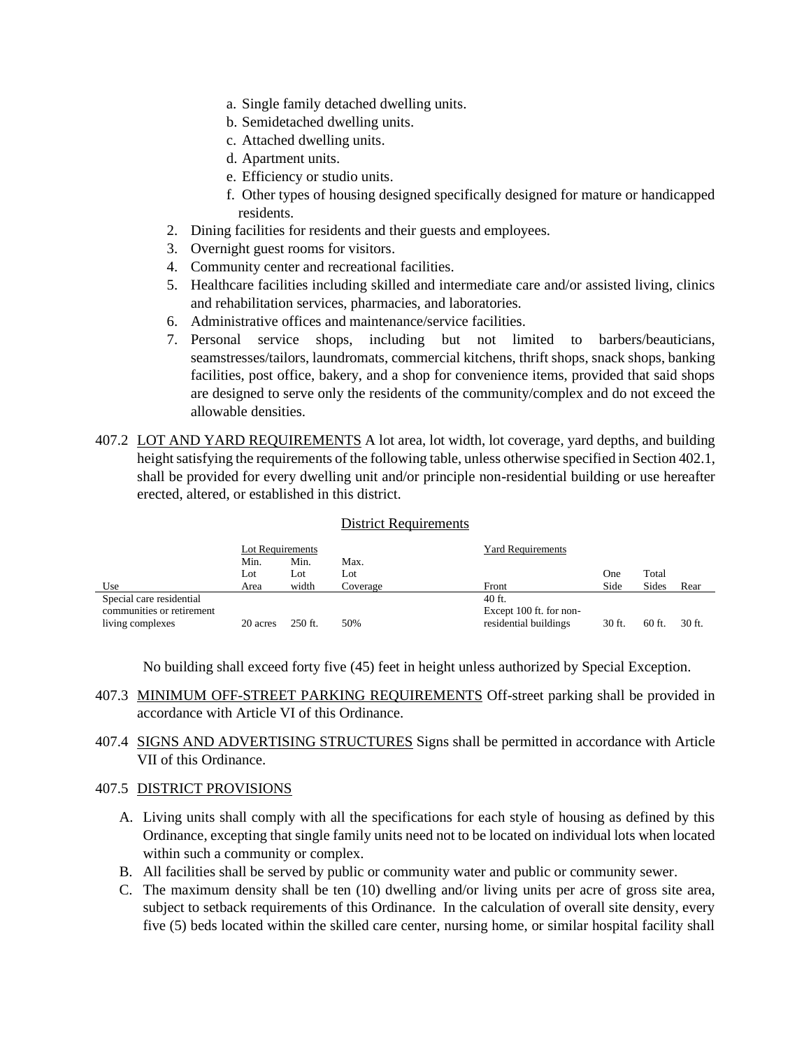a. Single family detached dwelling units.
   b. Semidetached dwelling units.
   c. Attached dwelling units.
   d. Apartment units.
   e. Efficiency or studio units.
   f. Other types of housing designed specifically designed for mature or handicapped residents.
2. Dining facilities for residents and their guests and employees.
3. Overnight guest rooms for visitors.
4. Community center and recreational facilities.
5. Healthcare facilities including skilled and intermediate care and/or assisted living, clinics and rehabilitation services, pharmacies, and laboratories.
6. Administrative offices and maintenance/service facilities.
7. Personal service shops, including but not limited to barbers/beauticians, seamstresses/tailors, laundromats, commercial kitchens, thrift shops, snack shops, banking facilities, post office, bakery, and a shop for convenience items, provided that said shops are designed to serve only the residents of the community/complex and do not exceed the allowable densities.

407.2 LOT AND YARD REQUIREMENTS A lot area, lot width, lot coverage, yard depths, and building height satisfying the requirements of the following table, unless otherwise specified in Section 402.1, shall be provided for every dwelling unit and/or principle non-residential building or use hereafter erected, altered, or established in this district.

District Requirements

| | Lot Requirements | | | Yard Requirements | | | |
|---|---|---|---|---|---|---|---|
| Use | Min. Lot Area | Min. Lot width | Max. Lot Coverage | Front | One Side | Total Sides | Rear |
| Special care residential communities or retirement living complexes | 20 acres | 250 ft. | 50% | 40 ft. Except 100 ft. for non-residential buildings | 30 ft. | 60 ft. | 30 ft. |

No building shall exceed forty five (45) feet in height unless authorized by Special Exception.

407.3 MINIMUM OFF-STREET PARKING REQUIREMENTS Off-street parking shall be provided in accordance with Article VI of this Ordinance.

407.4 SIGNS AND ADVERTISING STRUCTURES Signs shall be permitted in accordance with Article VII of this Ordinance.

407.5 DISTRICT PROVISIONS

A. Living units shall comply with all the specifications for each style of housing as defined by this Ordinance, excepting that single family units need not to be located on individual lots when located within such a community or complex.
B. All facilities shall be served by public or community water and public or community sewer.
C. The maximum density shall be ten (10) dwelling and/or living units per acre of gross site area, subject to setback requirements of this Ordinance. In the calculation of overall site density, every five (5) beds located within the skilled care center, nursing home, or similar hospital facility shall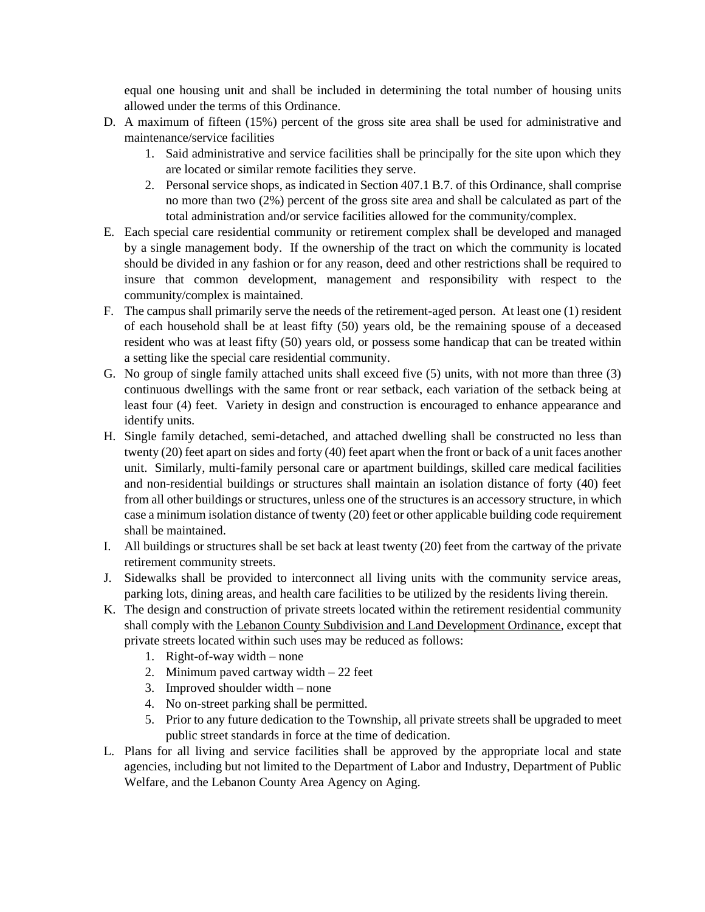equal one housing unit and shall be included in determining the total number of housing units allowed under the terms of this Ordinance.

D. A maximum of fifteen (15%) percent of the gross site area shall be used for administrative and maintenance/service facilities
   1. Said administrative and service facilities shall be principally for the site upon which they are located or similar remote facilities they serve.
   2. Personal service shops, as indicated in Section 407.1 B.7. of this Ordinance, shall comprise no more than two (2%) percent of the gross site area and shall be calculated as part of the total administration and/or service facilities allowed for the community/complex.
E. Each special care residential community or retirement complex shall be developed and managed by a single management body. If the ownership of the tract on which the community is located should be divided in any fashion or for any reason, deed and other restrictions shall be required to insure that common development, management and responsibility with respect to the community/complex is maintained.
F. The campus shall primarily serve the needs of the retirement-aged person. At least one (1) resident of each household shall be at least fifty (50) years old, be the remaining spouse of a deceased resident who was at least fifty (50) years old, or possess some handicap that can be treated within a setting like the special care residential community.
G. No group of single family attached units shall exceed five (5) units, with not more than three (3) continuous dwellings with the same front or rear setback, each variation of the setback being at least four (4) feet. Variety in design and construction is encouraged to enhance appearance and identify units.
H. Single family detached, semi-detached, and attached dwelling shall be constructed no less than twenty (20) feet apart on sides and forty (40) feet apart when the front or back of a unit faces another unit. Similarly, multi-family personal care or apartment buildings, skilled care medical facilities and non-residential buildings or structures shall maintain an isolation distance of forty (40) feet from all other buildings or structures, unless one of the structures is an accessory structure, in which case a minimum isolation distance of twenty (20) feet or other applicable building code requirement shall be maintained.
I. All buildings or structures shall be set back at least twenty (20) feet from the cartway of the private retirement community streets.
J. Sidewalks shall be provided to interconnect all living units with the community service areas, parking lots, dining areas, and health care facilities to be utilized by the residents living therein.
K. The design and construction of private streets located within the retirement residential community shall comply with the Lebanon County Subdivision and Land Development Ordinance, except that private streets located within such uses may be reduced as follows:
   1. Right-of-way width – none
   2. Minimum paved cartway width – 22 feet
   3. Improved shoulder width – none
   4. No on-street parking shall be permitted.
   5. Prior to any future dedication to the Township, all private streets shall be upgraded to meet public street standards in force at the time of dedication.
L. Plans for all living and service facilities shall be approved by the appropriate local and state agencies, including but not limited to the Department of Labor and Industry, Department of Public Welfare, and the Lebanon County Area Agency on Aging.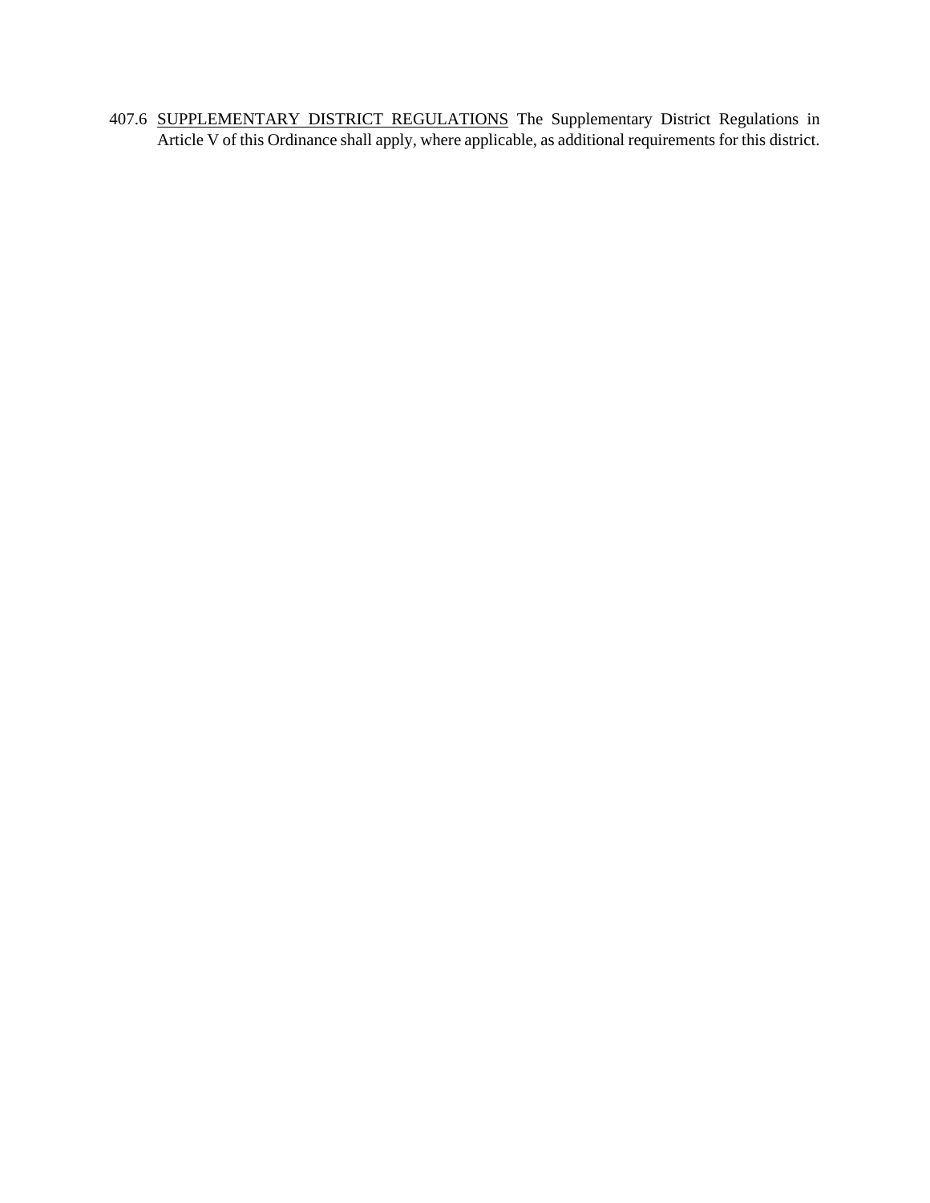407.6 <u>SUPPLEMENTARY DISTRICT REGULATIONS</u> The Supplementary District Regulations in Article V of this Ordinance shall apply, where applicable, as additional requirements for this district.